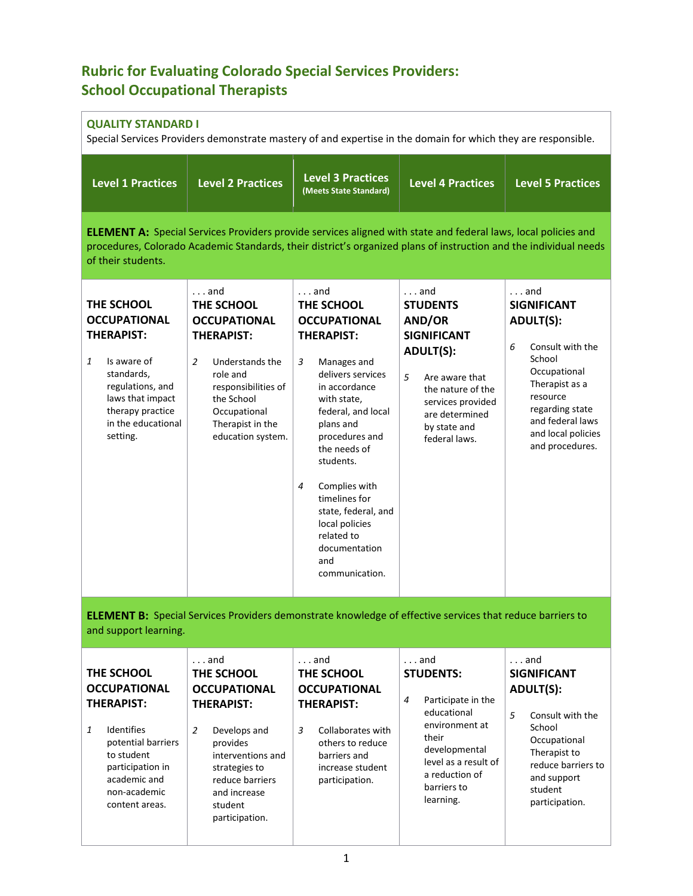# Rubric for Evaluating Colorado Special Services Providers: School Occupational Therapists

| QUALITY STANDARD I<br>Special Services Providers demonstrate mastery of and expertise in the domain for which they are responsible. | | | | |
|---|---|---|---|---|
| **Level 1 Practices** | **Level 2 Practices** | **Level 3 Practices (Meets State Standard)** | **Level 4 Practices** | **Level 5 Practices** |
| **ELEMENT A:** Special Services Providers provide services aligned with state and federal laws, local policies and procedures, Colorado Academic Standards, their district's organized plans of instruction and the individual needs of their students. | | | | |
| **THE SCHOOL OCCUPATIONAL THERAPIST:**<br>1 Is aware of standards, regulations, and laws that impact therapy practice in the educational setting. | . . . and **THE SCHOOL OCCUPATIONAL THERAPIST:**<br>2 Understands the role and responsibilities of the School Occupational Therapist in the education system. | . . . and **THE SCHOOL OCCUPATIONAL THERAPIST:**<br>3 Manages and delivers services in accordance with state, federal, and local plans and procedures and the needs of students.<br>4 Complies with timelines for state, federal, and local policies related to documentation and communication. | . . . and **STUDENTS AND/OR SIGNIFICANT ADULT(S):**<br>5 Are aware that the nature of the services provided are determined by state and federal laws. | . . . and **SIGNIFICANT ADULT(S):**<br>6 Consult with the School Occupational Therapist as a resource regarding state and federal laws and local policies and procedures. |
| **ELEMENT B:** Special Services Providers demonstrate knowledge of effective services that reduce barriers to and support learning. | | | | |
| **THE SCHOOL OCCUPATIONAL THERAPIST:**<br>1 Identifies potential barriers to student participation in academic and non-academic content areas. | . . . and **THE SCHOOL OCCUPATIONAL THERAPIST:**<br>2 Develops and provides interventions and strategies to reduce barriers and increase student participation. | . . . and **THE SCHOOL OCCUPATIONAL THERAPIST:**<br>3 Collaborates with others to reduce barriers and increase student participation. | . . . and **STUDENTS:**<br>4 Participate in the educational environment at their developmental level as a result of a reduction of barriers to learning. | . . . and **SIGNIFICANT ADULT(S):**<br>5 Consult with the School Occupational Therapist to reduce barriers to and support student participation. |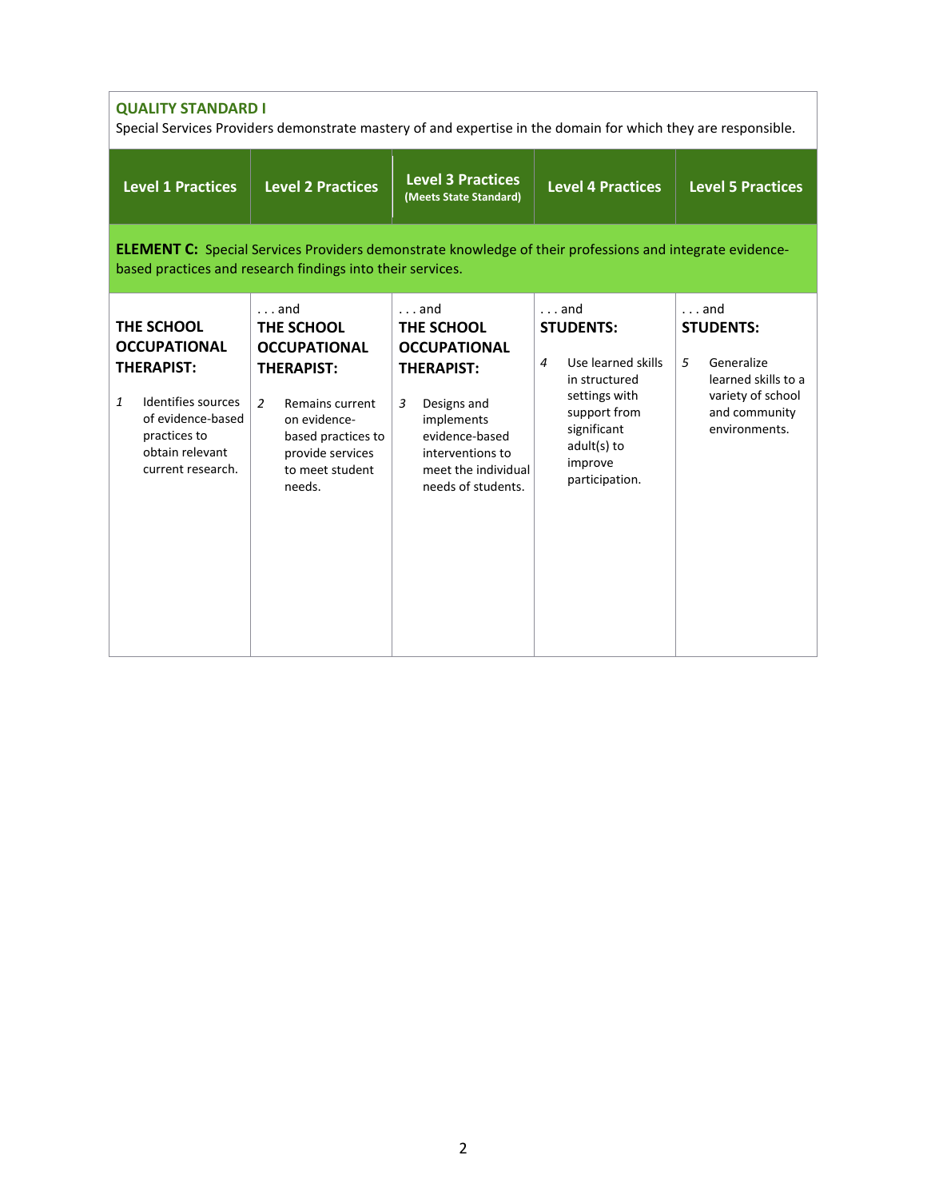**QUALITY STANDARD I**
Special Services Providers demonstrate mastery of and expertise in the domain for which they are responsible.

| Level 1 Practices | Level 2 Practices | Level 3 Practices (Meets State Standard) | Level 4 Practices | Level 5 Practices |
|---|---|---|---|---|
| **ELEMENT C:** Special Services Providers demonstrate knowledge of their professions and integrate evidence-based practices and research findings into their services. | | | | |
| **THE SCHOOL OCCUPATIONAL THERAPIST:** 1 Identifies sources of evidence-based practices to obtain relevant current research. | . . . and **THE SCHOOL OCCUPATIONAL THERAPIST:** 2 Remains current on evidence-based practices to provide services to meet student needs. | . . . and **THE SCHOOL OCCUPATIONAL THERAPIST:** 3 Designs and implements evidence-based interventions to meet the individual needs of students. | . . . and **STUDENTS:** 4 Use learned skills in structured settings with support from significant adult(s) to improve participation. | . . . and **STUDENTS:** 5 Generalize learned skills to a variety of school and community environments. |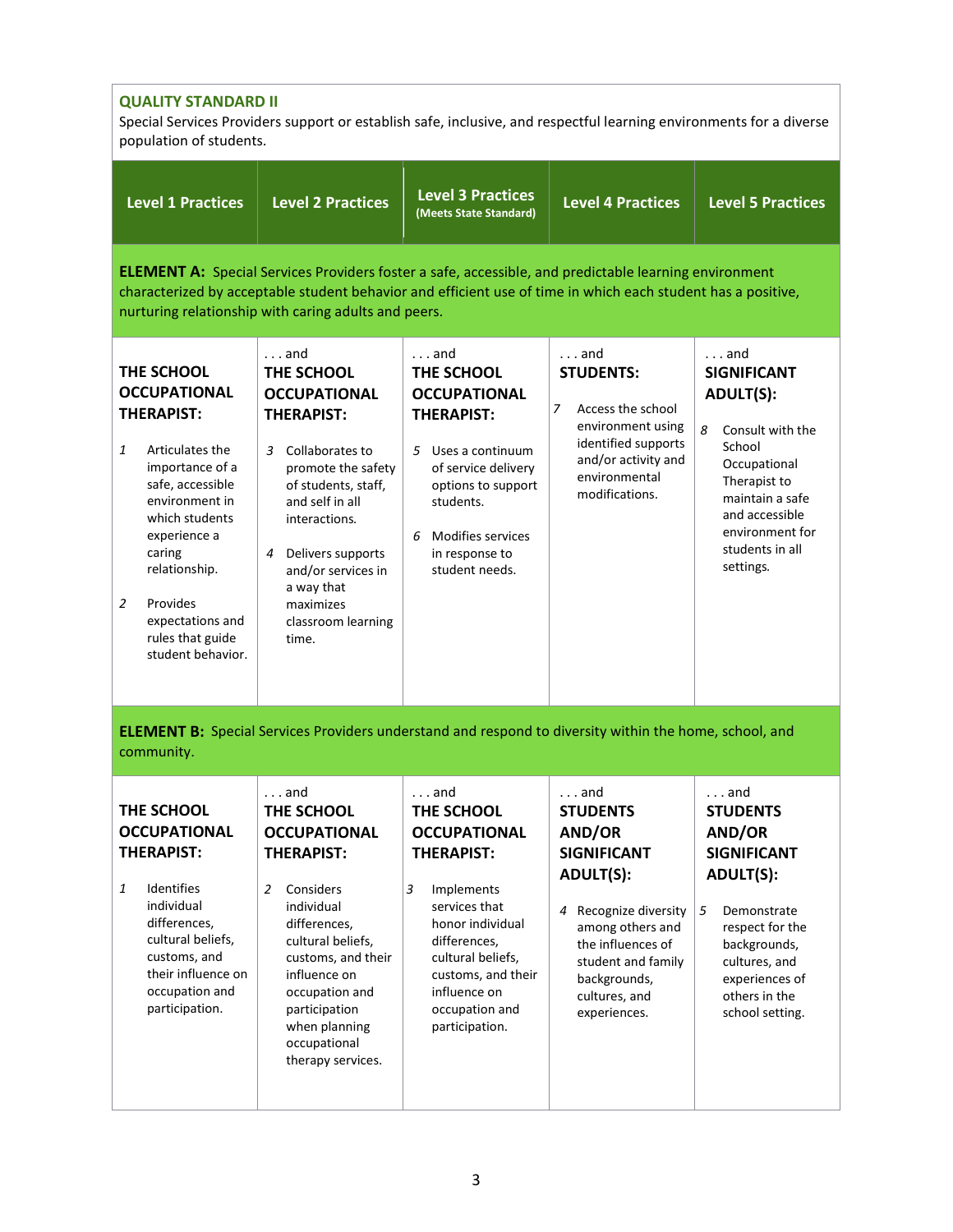## QUALITY STANDARD II

Special Services Providers support or establish safe, inclusive, and respectful learning environments for a diverse population of students.

| Level 1 Practices | Level 2 Practices | Level 3 Practices (Meets State Standard) | Level 4 Practices | Level 5 Practices |
|---|---|---|---|---|
| **ELEMENT A:** Special Services Providers foster a safe, accessible, and predictable learning environment characterized by acceptable student behavior and efficient use of time in which each student has a positive, nurturing relationship with caring adults and peers. | | | | |
| **THE SCHOOL OCCUPATIONAL THERAPIST:**<br><br>1 Articulates the importance of a safe, accessible environment in which students experience a caring relationship.<br><br>2 Provides expectations and rules that guide student behavior. | . . . and<br>**THE SCHOOL OCCUPATIONAL THERAPIST:**<br><br>3 Collaborates to promote the safety of students, staff, and self in all interactions.<br><br>4 Delivers supports and/or services in a way that maximizes classroom learning time. | . . . and<br>**THE SCHOOL OCCUPATIONAL THERAPIST:**<br><br>5 Uses a continuum of service delivery options to support students.<br><br>6 Modifies services in response to student needs. | . . . and<br>**STUDENTS:**<br><br>7 Access the school environment using identified supports and/or activity and environmental modifications. | . . . and<br>**SIGNIFICANT ADULT(S):**<br><br>8 Consult with the School Occupational Therapist to maintain a safe and accessible environment for students in all settings. |
| **ELEMENT B:** Special Services Providers understand and respond to diversity within the home, school, and community. | | | | |
| **THE SCHOOL OCCUPATIONAL THERAPIST:**<br><br>1 Identifies individual differences, cultural beliefs, customs, and their influence on occupation and participation. | . . . and<br>**THE SCHOOL OCCUPATIONAL THERAPIST:**<br><br>2 Considers individual differences, cultural beliefs, customs, and their influence on occupation and participation when planning occupational therapy services. | . . . and<br>**THE SCHOOL OCCUPATIONAL THERAPIST:**<br><br>3 Implements services that honor individual differences, cultural beliefs, customs, and their influence on occupation and participation. | . . . and<br>**STUDENTS AND/OR SIGNIFICANT ADULT(S):**<br><br>4 Recognize diversity among others and the influences of student and family backgrounds, cultures, and experiences. | . . . and<br>**STUDENTS AND/OR SIGNIFICANT ADULT(S):**<br><br>5 Demonstrate respect for the backgrounds, cultures, and experiences of others in the school setting. |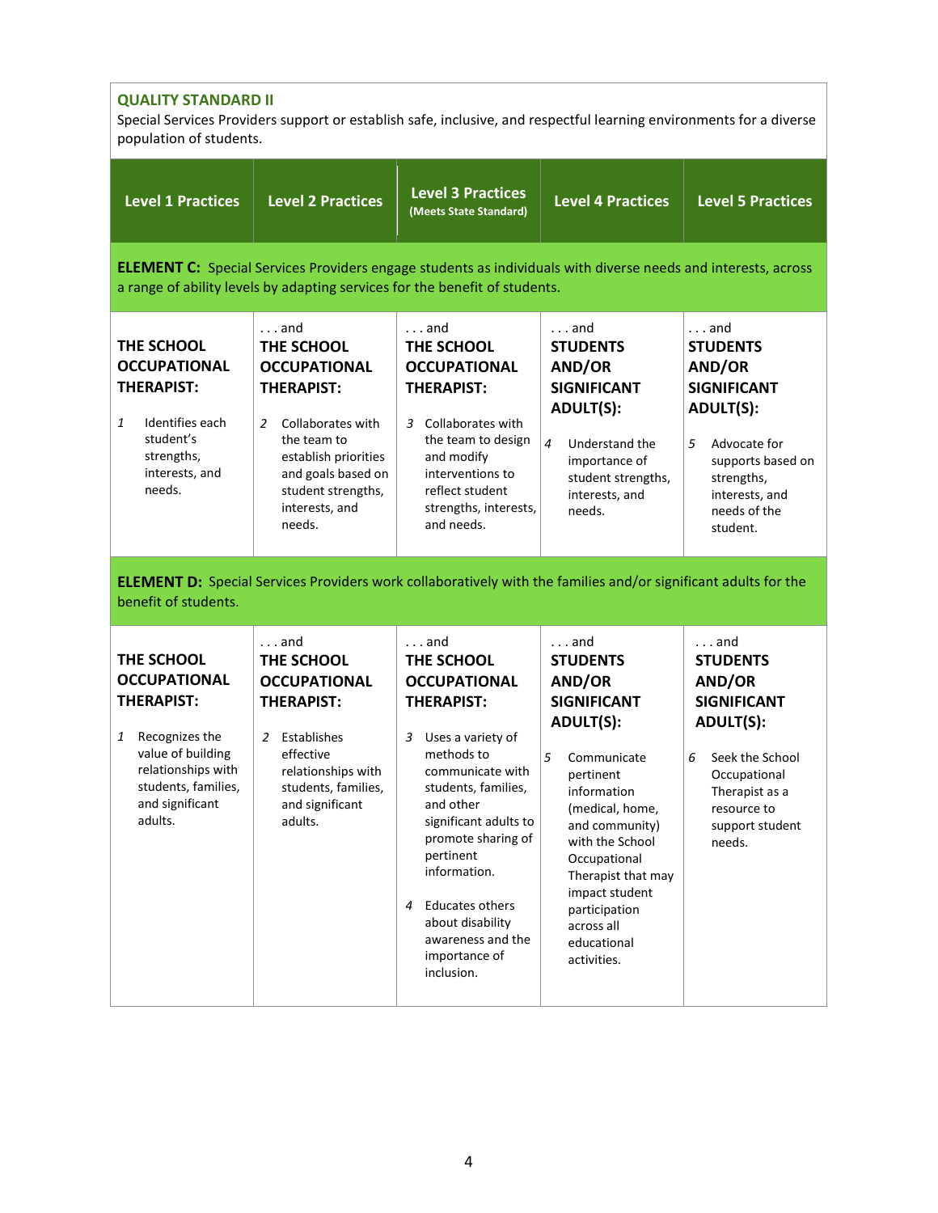**QUALITY STANDARD II**

Special Services Providers support or establish safe, inclusive, and respectful learning environments for a diverse population of students.

| Level 1 Practices | Level 2 Practices | Level 3 Practices (Meets State Standard) | Level 4 Practices | Level 5 Practices |
|---|---|---|---|---|
| **ELEMENT C:** Special Services Providers engage students as individuals with diverse needs and interests, across a range of ability levels by adapting services for the benefit of students. | | | | |
| **THE SCHOOL OCCUPATIONAL THERAPIST:**<br><br>1 Identifies each student's strengths, interests, and needs. | . . . and **THE SCHOOL OCCUPATIONAL THERAPIST:**<br><br>2 Collaborates with the team to establish priorities and goals based on student strengths, interests, and needs. | . . . and **THE SCHOOL OCCUPATIONAL THERAPIST:**<br><br>3 Collaborates with the team to design and modify interventions to reflect student strengths, interests, and needs. | . . . and **STUDENTS AND/OR SIGNIFICANT ADULT(S):**<br><br>4 Understand the importance of student strengths, interests, and needs. | . . . and **STUDENTS AND/OR SIGNIFICANT ADULT(S):**<br><br>5 Advocate for supports based on strengths, interests, and needs of the student. |
| **ELEMENT D:** Special Services Providers work collaboratively with the families and/or significant adults for the benefit of students. | | | | |
| **THE SCHOOL OCCUPATIONAL THERAPIST:**<br><br>1 Recognizes the value of building relationships with students, families, and significant adults. | . . . and **THE SCHOOL OCCUPATIONAL THERAPIST:**<br><br>2 Establishes effective relationships with students, families, and significant adults. | . . . and **THE SCHOOL OCCUPATIONAL THERAPIST:**<br><br>3 Uses a variety of methods to communicate with students, families, and other significant adults to promote sharing of pertinent information.<br><br>4 Educates others about disability awareness and the importance of inclusion. | . . . and **STUDENTS AND/OR SIGNIFICANT ADULT(S):**<br><br>5 Communicate pertinent information (medical, home, and community) with the School Occupational Therapist that may impact student participation across all educational activities. | . . . and **STUDENTS AND/OR SIGNIFICANT ADULT(S):**<br><br>6 Seek the School Occupational Therapist as a resource to support student needs. |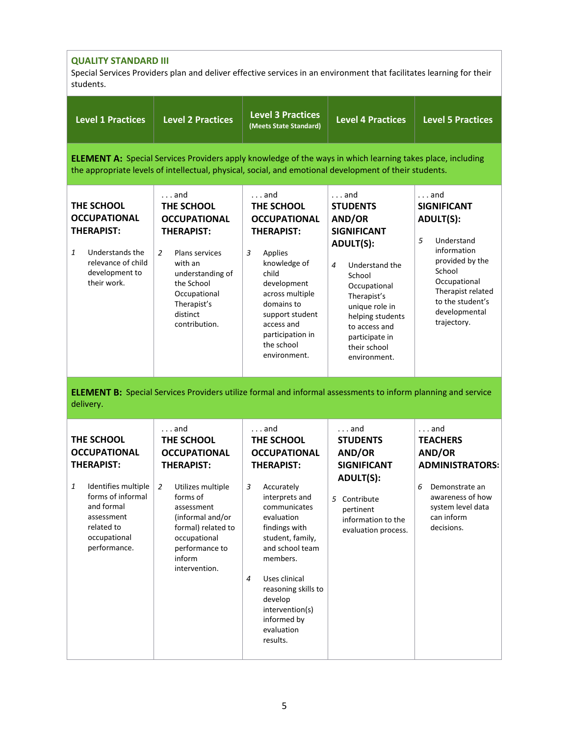**QUALITY STANDARD III**

Special Services Providers plan and deliver effective services in an environment that facilitates learning for their students.

| Level 1 Practices | Level 2 Practices | Level 3 Practices (Meets State Standard) | Level 4 Practices | Level 5 Practices |
|---|---|---|---|---|
| **ELEMENT A:** Special Services Providers apply knowledge of the ways in which learning takes place, including the appropriate levels of intellectual, physical, social, and emotional development of their students. | | | | |
| **THE SCHOOL OCCUPATIONAL THERAPIST:** 1 Understands the relevance of child development to their work. | . . . and **THE SCHOOL OCCUPATIONAL THERAPIST:** 2 Plans services with an understanding of the School Occupational Therapist's distinct contribution. | . . . and **THE SCHOOL OCCUPATIONAL THERAPIST:** 3 Applies knowledge of child development across multiple domains to support student access and participation in the school environment. | . . . and **STUDENTS AND/OR SIGNIFICANT ADULT(S):** 4 Understand the School Occupational Therapist's unique role in helping students to access and participate in their school environment. | . . . and **SIGNIFICANT ADULT(S):** 5 Understand information provided by the School Occupational Therapist related to the student's developmental trajectory. |
| **ELEMENT B:** Special Services Providers utilize formal and informal assessments to inform planning and service delivery. | | | | |
| **THE SCHOOL OCCUPATIONAL THERAPIST:** 1 Identifies multiple forms of informal and formal assessment related to occupational performance. | . . . and **THE SCHOOL OCCUPATIONAL THERAPIST:** 2 Utilizes multiple forms of assessment (informal and/or formal) related to occupational performance to inform intervention. | . . . and **THE SCHOOL OCCUPATIONAL THERAPIST:** 3 Accurately interprets and communicates evaluation findings with student, family, and school team members. 4 Uses clinical reasoning skills to develop intervention(s) informed by evaluation results. | . . . and **STUDENTS AND/OR SIGNIFICANT ADULT(S):** 5 Contribute pertinent information to the evaluation process. | . . . and **TEACHERS AND/OR ADMINISTRATORS:** 6 Demonstrate an awareness of how system level data can inform decisions. |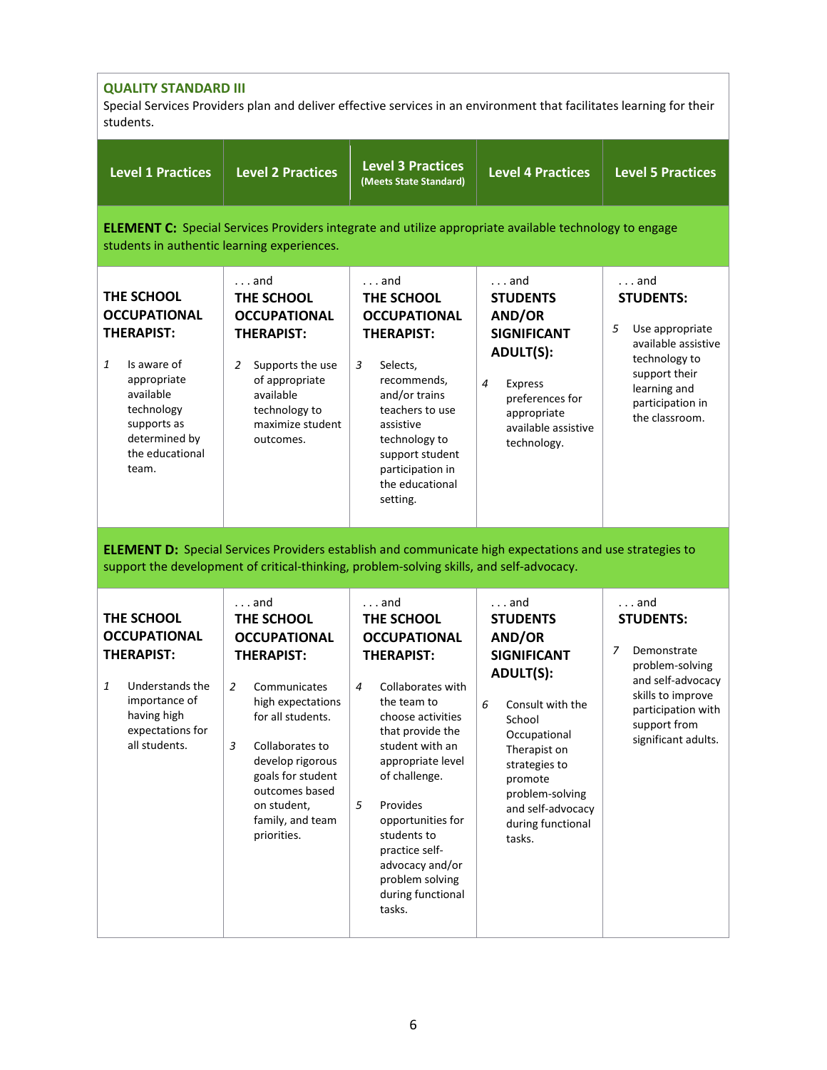**QUALITY STANDARD III**
Special Services Providers plan and deliver effective services in an environment that facilitates learning for their students.

| Level 1 Practices | Level 2 Practices | Level 3 Practices (Meets State Standard) | Level 4 Practices | Level 5 Practices |
|---|---|---|---|---|
| **ELEMENT C:** Special Services Providers integrate and utilize appropriate available technology to engage students in authentic learning experiences. | | | | |
| **THE SCHOOL OCCUPATIONAL THERAPIST:** | . . . and **THE SCHOOL OCCUPATIONAL THERAPIST:** | . . . and **THE SCHOOL OCCUPATIONAL THERAPIST:** | . . . and **STUDENTS AND/OR SIGNIFICANT ADULT(S):** | . . . and **STUDENTS:** |
| 1 Is aware of appropriate available technology supports as determined by the educational team. | 2 Supports the use of appropriate available technology to maximize student outcomes. | 3 Selects, recommends, and/or trains teachers to use assistive technology to support student participation in the educational setting. | 4 Express preferences for appropriate available assistive technology. | 5 Use appropriate available assistive technology to support their learning and participation in the classroom. |
| **ELEMENT D:** Special Services Providers establish and communicate high expectations and use strategies to support the development of critical-thinking, problem-solving skills, and self-advocacy. | | | | |
| **THE SCHOOL OCCUPATIONAL THERAPIST:** | . . . and **THE SCHOOL OCCUPATIONAL THERAPIST:** | . . . and **THE SCHOOL OCCUPATIONAL THERAPIST:** | . . . and **STUDENTS AND/OR SIGNIFICANT ADULT(S):** | . . . and **STUDENTS:** |
| 1 Understands the importance of having high expectations for all students. | 2 Communicates high expectations for all students.<br><br>3 Collaborates to develop rigorous goals for student outcomes based on student, family, and team priorities. | 4 Collaborates with the team to choose activities that provide the student with an appropriate level of challenge.<br><br>5 Provides opportunities for students to practice self-advocacy and/or problem solving during functional tasks. | 6 Consult with the School Occupational Therapist on strategies to promote problem-solving and self-advocacy during functional tasks. | 7 Demonstrate problem-solving and self-advocacy skills to improve participation with support from significant adults. |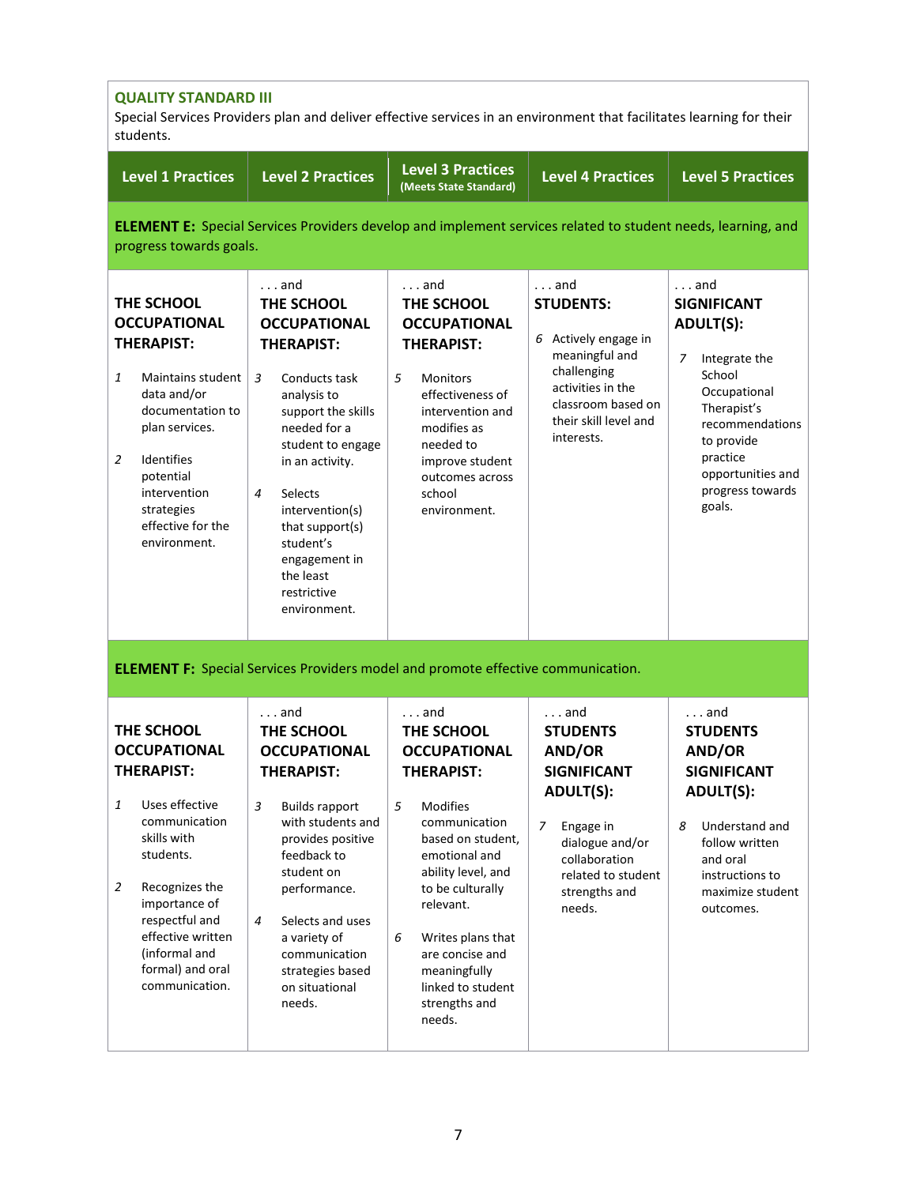**QUALITY STANDARD III**
Special Services Providers plan and deliver effective services in an environment that facilitates learning for their students.

| Level 1 Practices | Level 2 Practices | Level 3 Practices (Meets State Standard) | Level 4 Practices | Level 5 Practices |
|---|---|---|---|---|
| **ELEMENT E:** Special Services Providers develop and implement services related to student needs, learning, and progress towards goals. | | | | |
| **THE SCHOOL OCCUPATIONAL THERAPIST:** | . . . and **THE SCHOOL OCCUPATIONAL THERAPIST:** | . . . and **THE SCHOOL OCCUPATIONAL THERAPIST:** | . . . and **STUDENTS:** | . . . and **SIGNIFICANT ADULT(S):** |
| 1 Maintains student data and/or documentation to plan services.<br><br>2 Identifies potential intervention strategies effective for the environment. | 3 Conducts task analysis to support the skills needed for a student to engage in an activity.<br><br>4 Selects intervention(s) that support(s) student's engagement in the least restrictive environment. | 5 Monitors effectiveness of intervention and modifies as needed to improve student outcomes across school environment. | 6 Actively engage in meaningful and challenging activities in the classroom based on their skill level and interests. | 7 Integrate the School Occupational Therapist's recommendations to provide practice opportunities and progress towards goals. |
| **ELEMENT F:** Special Services Providers model and promote effective communication. | | | | |
| **THE SCHOOL OCCUPATIONAL THERAPIST:** | . . . and **THE SCHOOL OCCUPATIONAL THERAPIST:** | . . . and **THE SCHOOL OCCUPATIONAL THERAPIST:** | . . . and **STUDENTS AND/OR SIGNIFICANT ADULT(S):** | . . . and **STUDENTS AND/OR SIGNIFICANT ADULT(S):** |
| 1 Uses effective communication skills with students.<br><br>2 Recognizes the importance of respectful and effective written (informal and formal) and oral communication. | 3 Builds rapport with students and provides positive feedback to student on performance.<br><br>4 Selects and uses a variety of communication strategies based on situational needs. | 5 Modifies communication based on student, emotional and ability level, and to be culturally relevant.<br><br>6 Writes plans that are concise and meaningfully linked to student strengths and needs. | 7 Engage in dialogue and/or collaboration related to student strengths and needs. | 8 Understand and follow written and oral instructions to maximize student outcomes. |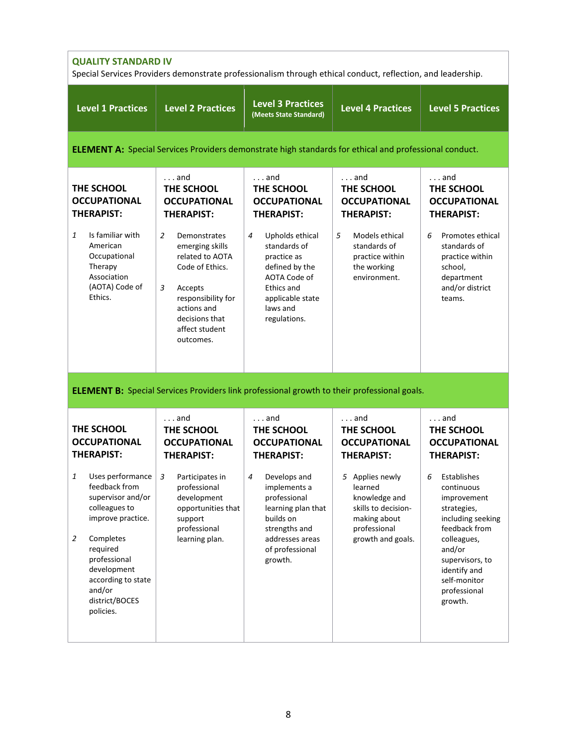## QUALITY STANDARD IV

Special Services Providers demonstrate professionalism through ethical conduct, reflection, and leadership.

| Level 1 Practices | Level 2 Practices | Level 3 Practices (Meets State Standard) | Level 4 Practices | Level 5 Practices |
|---|---|---|---|---|
| **ELEMENT A:** Special Services Providers demonstrate high standards for ethical and professional conduct. | | | | |
| **THE SCHOOL OCCUPATIONAL THERAPIST:** | . . . and **THE SCHOOL OCCUPATIONAL THERAPIST:** | . . . and **THE SCHOOL OCCUPATIONAL THERAPIST:** | . . . and **THE SCHOOL OCCUPATIONAL THERAPIST:** | . . . and **THE SCHOOL OCCUPATIONAL THERAPIST:** |
| *1* Is familiar with American Occupational Therapy Association (AOTA) Code of Ethics. | *2* Demonstrates emerging skills related to AOTA Code of Ethics.<br><br>*3* Accepts responsibility for actions and decisions that affect student outcomes. | *4* Upholds ethical standards of practice as defined by the AOTA Code of Ethics and applicable state laws and regulations. | *5* Models ethical standards of practice within the working environment. | *6* Promotes ethical standards of practice within school, department and/or district teams. |
| **ELEMENT B:** Special Services Providers link professional growth to their professional goals. | | | | |
| **THE SCHOOL OCCUPATIONAL THERAPIST:** | . . . and **THE SCHOOL OCCUPATIONAL THERAPIST:** | . . . and **THE SCHOOL OCCUPATIONAL THERAPIST:** | . . . and **THE SCHOOL OCCUPATIONAL THERAPIST:** | . . . and **THE SCHOOL OCCUPATIONAL THERAPIST:** |
| *1* Uses performance feedback from supervisor and/or colleagues to improve practice.<br><br>*2* Completes required professional development according to state and/or district/BOCES policies. | *3* Participates in professional development opportunities that support professional learning plan. | *4* Develops and implements a professional learning plan that builds on strengths and addresses areas of professional growth. | *5* Applies newly learned knowledge and skills to decision-making about professional growth and goals. | *6* Establishes continuous improvement strategies, including seeking feedback from colleagues, and/or supervisors, to identify and self-monitor professional growth. |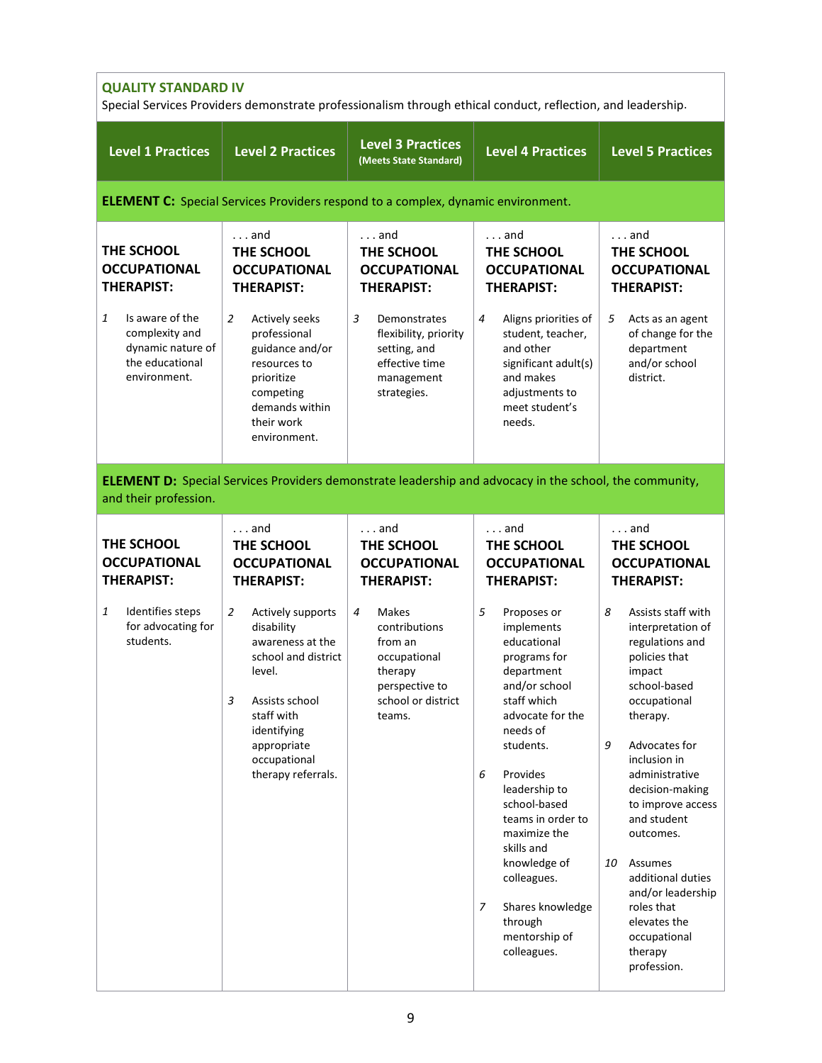**QUALITY STANDARD IV**
Special Services Providers demonstrate professionalism through ethical conduct, reflection, and leadership.

| Level 1 Practices | Level 2 Practices | Level 3 Practices (Meets State Standard) | Level 4 Practices | Level 5 Practices |
|---|---|---|---|---|
| **ELEMENT C:** Special Services Providers respond to a complex, dynamic environment. | | | | |
| **THE SCHOOL OCCUPATIONAL THERAPIST:** | . . . and **THE SCHOOL OCCUPATIONAL THERAPIST:** | . . . and **THE SCHOOL OCCUPATIONAL THERAPIST:** | . . . and **THE SCHOOL OCCUPATIONAL THERAPIST:** | . . . and **THE SCHOOL OCCUPATIONAL THERAPIST:** |
| 1 Is aware of the complexity and dynamic nature of the educational environment. | 2 Actively seeks professional guidance and/or resources to prioritize competing demands within their work environment. | 3 Demonstrates flexibility, priority setting, and effective time management strategies. | 4 Aligns priorities of student, teacher, and other significant adult(s) and makes adjustments to meet student's needs. | 5 Acts as an agent of change for the department and/or school district. |
| **ELEMENT D:** Special Services Providers demonstrate leadership and advocacy in the school, the community, and their profession. | | | | |
| **THE SCHOOL OCCUPATIONAL THERAPIST:** | . . . and **THE SCHOOL OCCUPATIONAL THERAPIST:** | . . . and **THE SCHOOL OCCUPATIONAL THERAPIST:** | . . . and **THE SCHOOL OCCUPATIONAL THERAPIST:** | . . . and **THE SCHOOL OCCUPATIONAL THERAPIST:** |
| 1 Identifies steps for advocating for students. | 2 Actively supports disability awareness at the school and district level.<br><br>3 Assists school staff with identifying appropriate occupational therapy referrals. | 4 Makes contributions from an occupational therapy perspective to school or district teams. | 5 Proposes or implements educational programs for department and/or school staff which advocate for the needs of students.<br><br>6 Provides leadership to school-based teams in order to maximize the skills and knowledge of colleagues.<br><br>7 Shares knowledge through mentorship of colleagues. | 8 Assists staff with interpretation of regulations and policies that impact school-based occupational therapy.<br><br>9 Advocates for inclusion in administrative decision-making to improve access and student outcomes.<br><br>10 Assumes additional duties and/or leadership roles that elevates the occupational therapy profession. |